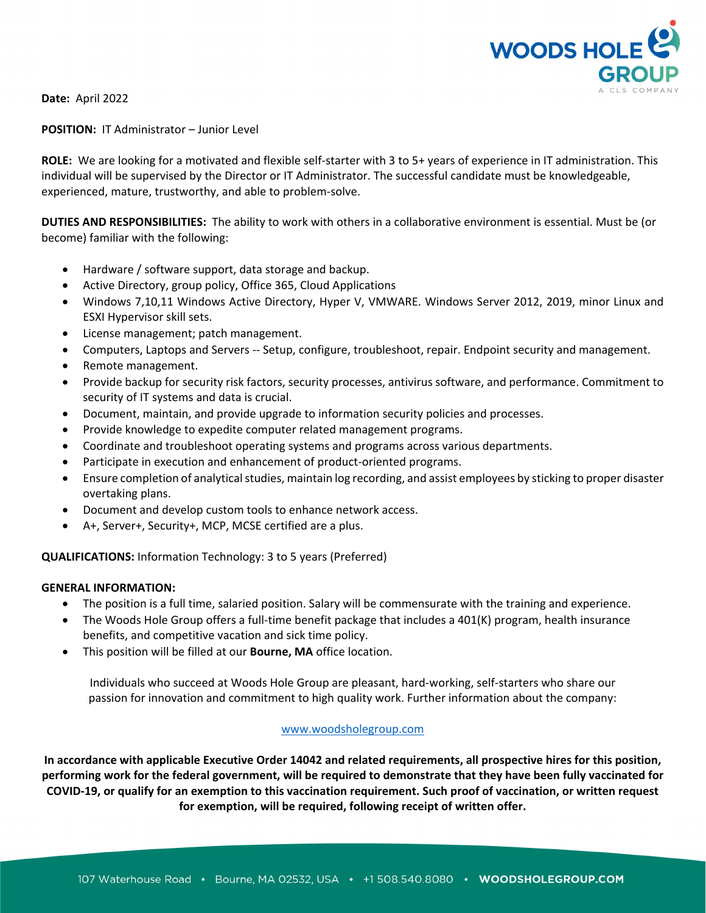**Date:** April 2022

**POSITION:** IT Administrator – Junior Level

**ROLE:** We are looking for a motivated and flexible self-starter with 3 to 5+ years of experience in IT administration. This individual will be supervised by the Director or IT Administrator. The successful candidate must be knowledgeable, experienced, mature, trustworthy, and able to problem-solve.

**DUTIES AND RESPONSIBILITIES:** The ability to work with others in a collaborative environment is essential. Must be (or become) familiar with the following:

- Hardware / software support, data storage and backup.
- Active Directory, group policy, Office 365, Cloud Applications
- Windows 7,10,11 Windows Active Directory, Hyper V, VMWARE. Windows Server 2012, 2019, minor Linux and ESXI Hypervisor skill sets.
- License management; patch management.
- Computers, Laptops and Servers -- Setup, configure, troubleshoot, repair. Endpoint security and management.
- Remote management.
- Provide backup for security risk factors, security processes, antivirus software, and performance. Commitment to security of IT systems and data is crucial.
- Document, maintain, and provide upgrade to information security policies and processes.
- Provide knowledge to expedite computer related management programs.
- Coordinate and troubleshoot operating systems and programs across various departments.
- Participate in execution and enhancement of product-oriented programs.
- Ensure completion of analytical studies, maintain log recording, and assist employees by sticking to proper disaster overtaking plans.
- Document and develop custom tools to enhance network access.
- A+, Server+, Security+, MCP, MCSE certified are a plus.

**QUALIFICATIONS:** Information Technology: 3 to 5 years (Preferred)

**GENERAL INFORMATION:**

- The position is a full time, salaried position. Salary will be commensurate with the training and experience.
- The Woods Hole Group offers a full-time benefit package that includes a 401(K) program, health insurance benefits, and competitive vacation and sick time policy.
- This position will be filled at our **Bourne, MA** office location.

Individuals who succeed at Woods Hole Group are pleasant, hard-working, self-starters who share our passion for innovation and commitment to high quality work. Further information about the company:

www.woodsholegroup.com

**In accordance with applicable Executive Order 14042 and related requirements, all prospective hires for this position, performing work for the federal government, will be required to demonstrate that they have been fully vaccinated for COVID-19, or qualify for an exemption to this vaccination requirement. Such proof of vaccination, or written request for exemption, will be required, following receipt of written offer.**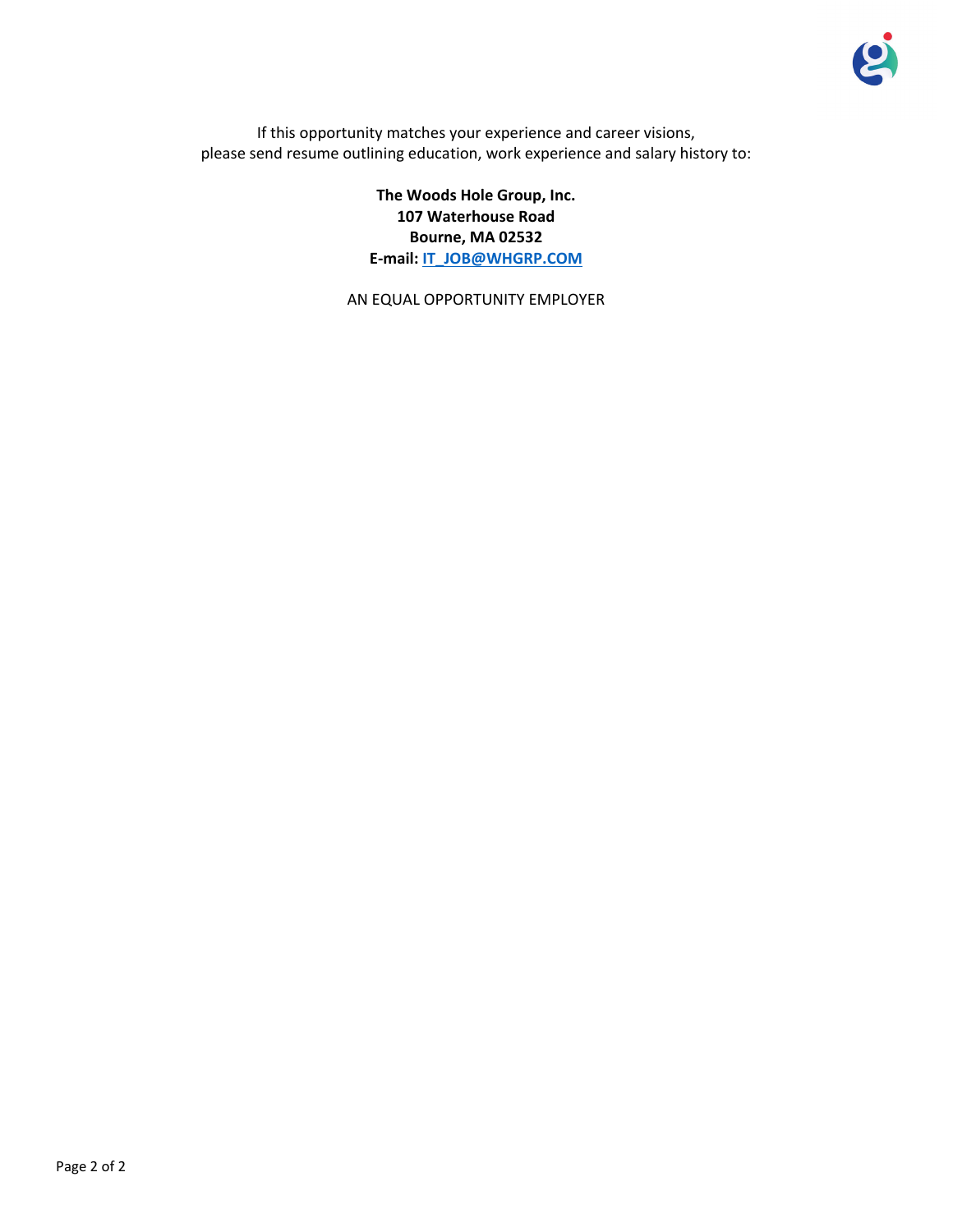If this opportunity matches your experience and career visions,
please send resume outlining education, work experience and salary history to:

**The Woods Hole Group, Inc.**
**107 Waterhouse Road**
**Bourne, MA 02532**
**E-mail: IT_JOB@WHGRP.COM**

AN EQUAL OPPORTUNITY EMPLOYER